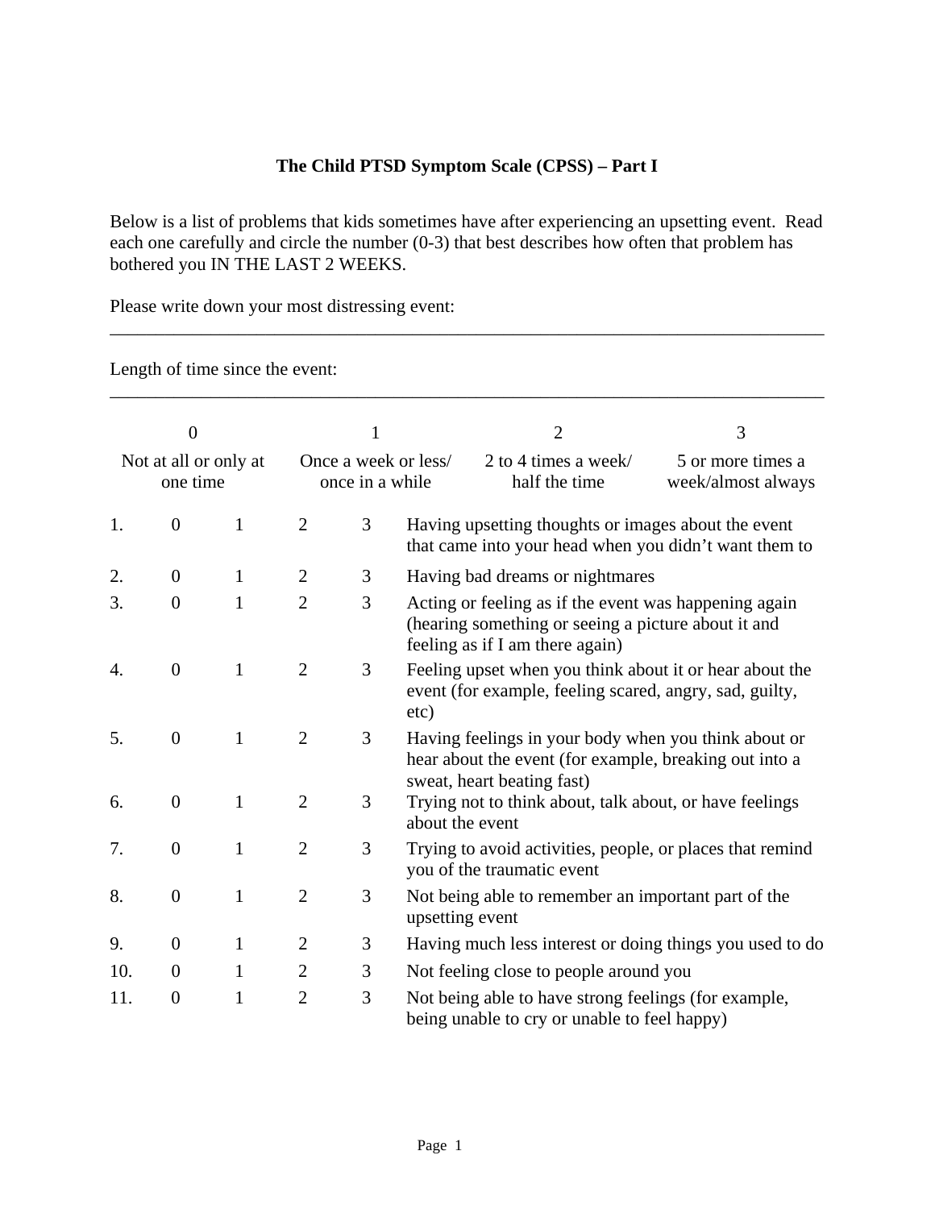# The Child PTSD Symptom Scale (CPSS) – Part I

Below is a list of problems that kids sometimes have after experiencing an upsetting event. Read each one carefully and circle the number (0-3) that best describes how often that problem has bothered you IN THE LAST 2 WEEKS.

Please write down your most distressing event: \_\_\_\_\_\_\_\_\_\_\_\_\_\_\_\_\_\_\_\_\_\_\_\_\_\_\_\_\_\_\_\_\_\_\_\_\_\_\_\_\_\_\_\_\_\_\_\_\_\_\_\_\_\_\_\_\_\_\_\_

Length of time since the event: \_\_\_\_\_\_\_\_\_\_\_\_\_\_\_\_\_\_\_\_\_\_\_\_\_\_\_\_\_\_\_\_\_\_\_\_\_\_\_\_\_\_\_\_\_\_\_\_\_\_\_\_\_\_\_\_\_\_\_\_

| 0 | 1 | 2 | 3 |
|---|---|---|---|
| Not at all or only at one time | Once a week or less/ once in a while | 2 to 4 times a week/ half the time | 5 or more times a week/almost always |

| # | | | | | Item |
|---|---|---|---|---|---|
| 1. | 0 | 1 | 2 | 3 | Having upsetting thoughts or images about the event that came into your head when you didn't want them to |
| 2. | 0 | 1 | 2 | 3 | Having bad dreams or nightmares |
| 3. | 0 | 1 | 2 | 3 | Acting or feeling as if the event was happening again (hearing something or seeing a picture about it and feeling as if I am there again) |
| 4. | 0 | 1 | 2 | 3 | Feeling upset when you think about it or hear about the event (for example, feeling scared, angry, sad, guilty, etc) |
| 5. | 0 | 1 | 2 | 3 | Having feelings in your body when you think about or hear about the event (for example, breaking out into a sweat, heart beating fast) |
| 6. | 0 | 1 | 2 | 3 | Trying not to think about, talk about, or have feelings about the event |
| 7. | 0 | 1 | 2 | 3 | Trying to avoid activities, people, or places that remind you of the traumatic event |
| 8. | 0 | 1 | 2 | 3 | Not being able to remember an important part of the upsetting event |
| 9. | 0 | 1 | 2 | 3 | Having much less interest or doing things you used to do |
| 10. | 0 | 1 | 2 | 3 | Not feeling close to people around you |
| 11. | 0 | 1 | 2 | 3 | Not being able to have strong feelings (for example, being unable to cry or unable to feel happy) |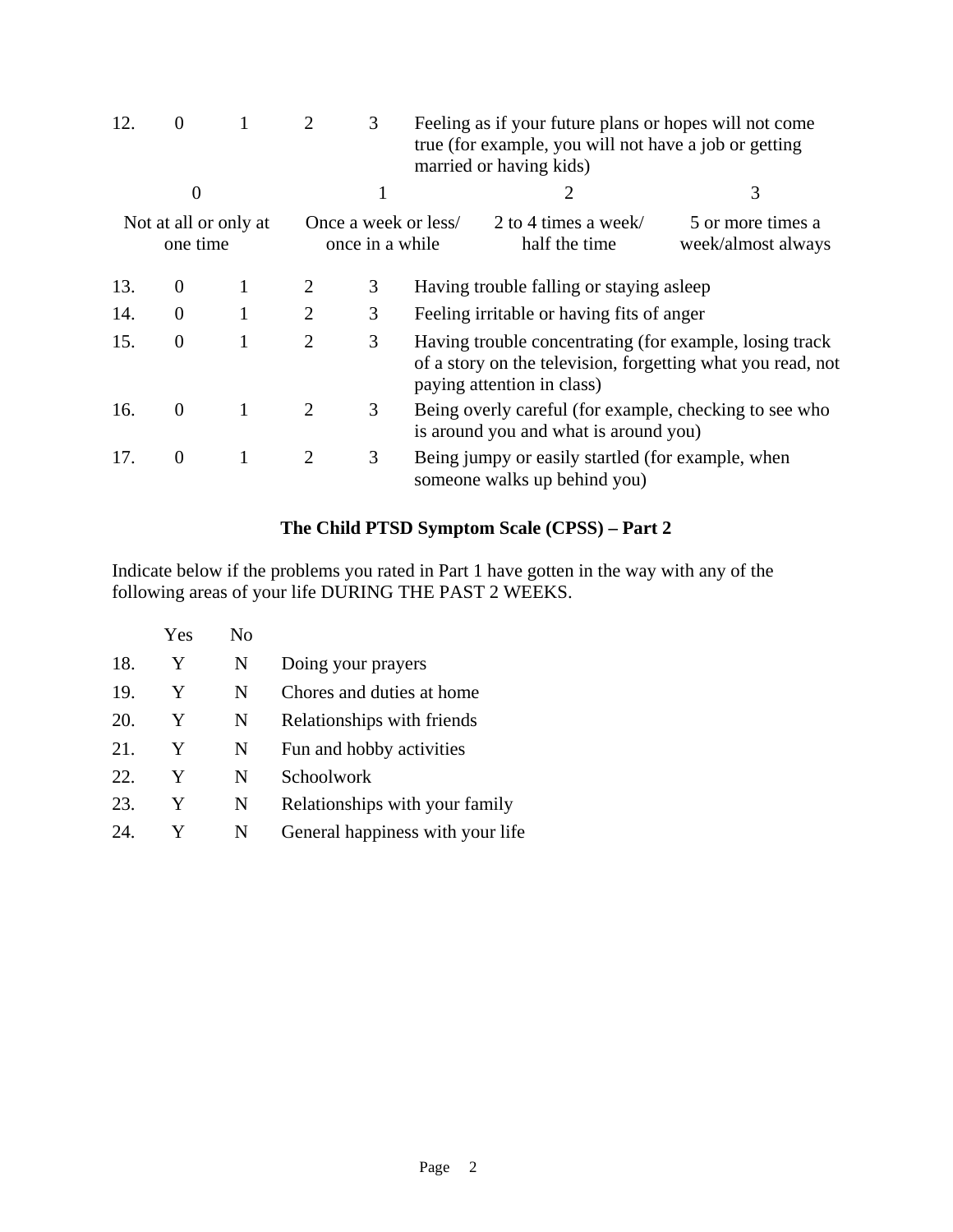| | | | | | |
|---|---|---|---|---|---|
| 12. | 0 | 1 | 2 | 3 | Feeling as if your future plans or hopes will not come true (for example, you will not have a job or getting married or having kids) |

| 0 | 1 | 2 | 3 |
|---|---|---|---|
| Not at all or only at one time | Once a week or less/ once in a while | 2 to 4 times a week/ half the time | 5 or more times a week/almost always |

| | | | | | |
|---|---|---|---|---|---|
| 13. | 0 | 1 | 2 | 3 | Having trouble falling or staying asleep |
| 14. | 0 | 1 | 2 | 3 | Feeling irritable or having fits of anger |
| 15. | 0 | 1 | 2 | 3 | Having trouble concentrating (for example, losing track of a story on the television, forgetting what you read, not paying attention in class) |
| 16. | 0 | 1 | 2 | 3 | Being overly careful (for example, checking to see who is around you and what is around you) |
| 17. | 0 | 1 | 2 | 3 | Being jumpy or easily startled (for example, when someone walks up behind you) |

## The Child PTSD Symptom Scale (CPSS) – Part 2

Indicate below if the problems you rated in Part 1 have gotten in the way with any of the following areas of your life DURING THE PAST 2 WEEKS.

| | Yes | No | |
|---|---|---|---|
| 18. | Y | N | Doing your prayers |
| 19. | Y | N | Chores and duties at home |
| 20. | Y | N | Relationships with friends |
| 21. | Y | N | Fun and hobby activities |
| 22. | Y | N | Schoolwork |
| 23. | Y | N | Relationships with your family |
| 24. | Y | N | General happiness with your life |